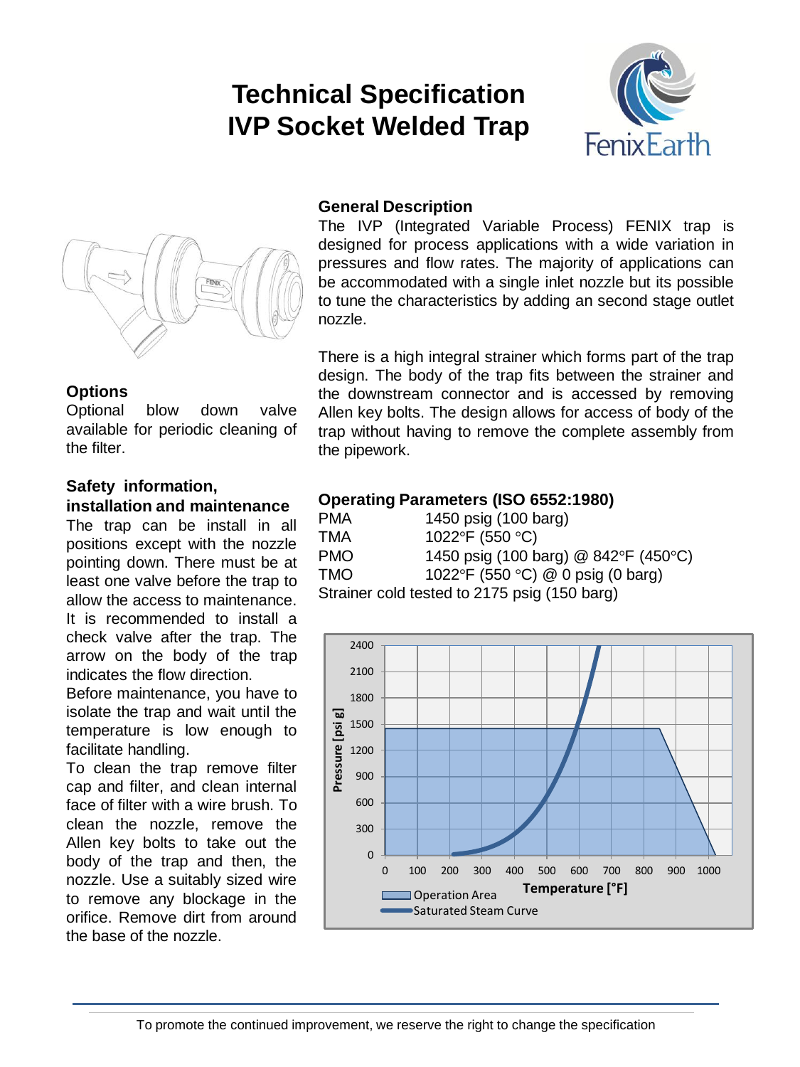# Technical Specification
# IVP Socket Welded Trap

## General Description

The IVP (Integrated Variable Process) FENIX trap is designed for process applications with a wide variation in pressures and flow rates. The majority of applications can be accommodated with a single inlet nozzle but its possible to tune the characteristics by adding an second stage outlet nozzle.

There is a high integral strainer which forms part of the trap design. The body of the trap fits between the strainer and the downstream connector and is accessed by removing Allen key bolts. The design allows for access of body of the trap without having to remove the complete assembly from the pipework.

## Options

Optional blow down valve available for periodic cleaning of the filter.

## Safety information, installation and maintenance

The trap can be install in all positions except with the nozzle pointing down. There must be at least one valve before the trap to allow the access to maintenance. It is recommended to install a check valve after the trap. The arrow on the body of the trap indicates the flow direction.

Before maintenance, you have to isolate the trap and wait until the temperature is low enough to facilitate handling.

To clean the trap remove filter cap and filter, and clean internal face of filter with a wire brush. To clean the nozzle, remove the Allen key bolts to take out the body of the trap and then, the nozzle. Use a suitably sized wire to remove any blockage in the orifice. Remove dirt from around the base of the nozzle.

## Operating Parameters (ISO 6552:1980)

| | |
|---|---|
| PMA | 1450 psig (100 barg) |
| TMA | 1022°F (550 °C) |
| PMO | 1450 psig (100 barg) @ 842°F (450°C) |
| TMO | 1022°F (550 °C) @ 0 psig (0 barg) |

Strainer cold tested to 2175 psig (150 barg)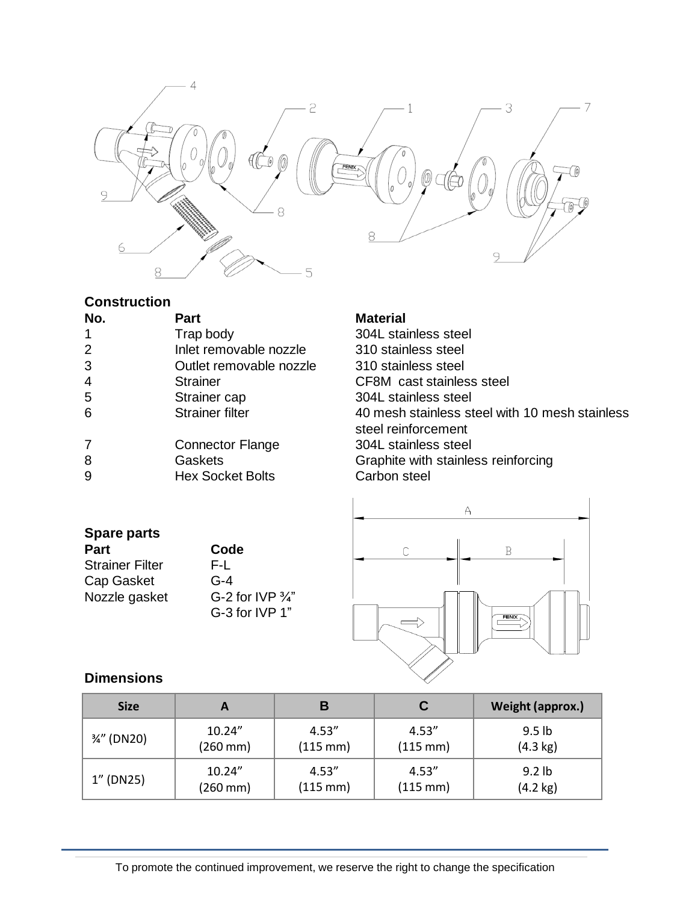## Construction

| No. | Part | Material |
|---|---|---|
| 1 | Trap body | 304L stainless steel |
| 2 | Inlet removable nozzle | 310 stainless steel |
| 3 | Outlet removable nozzle | 310 stainless steel |
| 4 | Strainer | CF8M cast stainless steel |
| 5 | Strainer cap | 304L stainless steel |
| 6 | Strainer filter | 40 mesh stainless steel with 10 mesh stainless steel reinforcement |
| 7 | Connector Flange | 304L stainless steel |
| 8 | Gaskets | Graphite with stainless reinforcing |
| 9 | Hex Socket Bolts | Carbon steel |

## Spare parts

| Part | Code |
|---|---|
| Strainer Filter | F-L |
| Cap Gasket | G-4 |
| Nozzle gasket | G-2 for IVP ¾" <br> G-3 for IVP 1" |

## Dimensions

| Size | A | B | C | Weight (approx.) |
|---|---|---|---|---|
| ¾" (DN20) | 10.24" (260 mm) | 4.53" (115 mm) | 4.53" (115 mm) | 9.5 lb (4.3 kg) |
| 1" (DN25) | 10.24" (260 mm) | 4.53" (115 mm) | 4.53" (115 mm) | 9.2 lb (4.2 kg) |

To promote the continued improvement, we reserve the right to change the specification